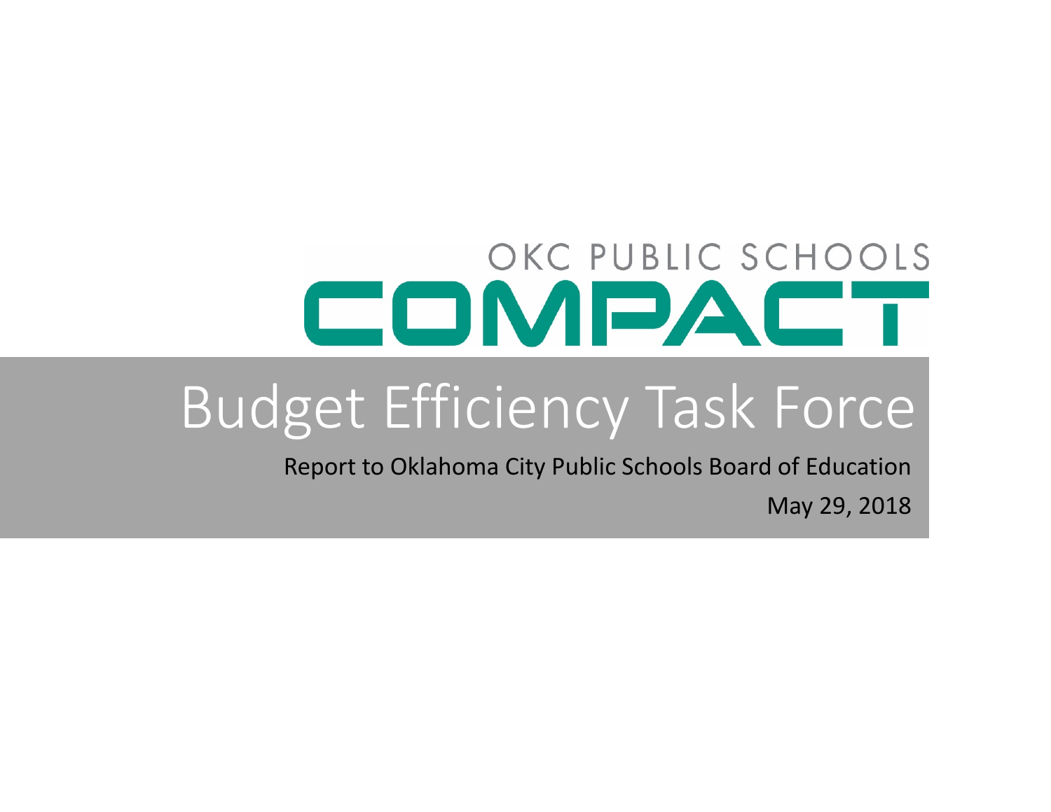OKC PUBLIC SCHOOLS

COMPACT

# Budget Efficiency Task Force

Report to Oklahoma City Public Schools Board of Education

May 29, 2018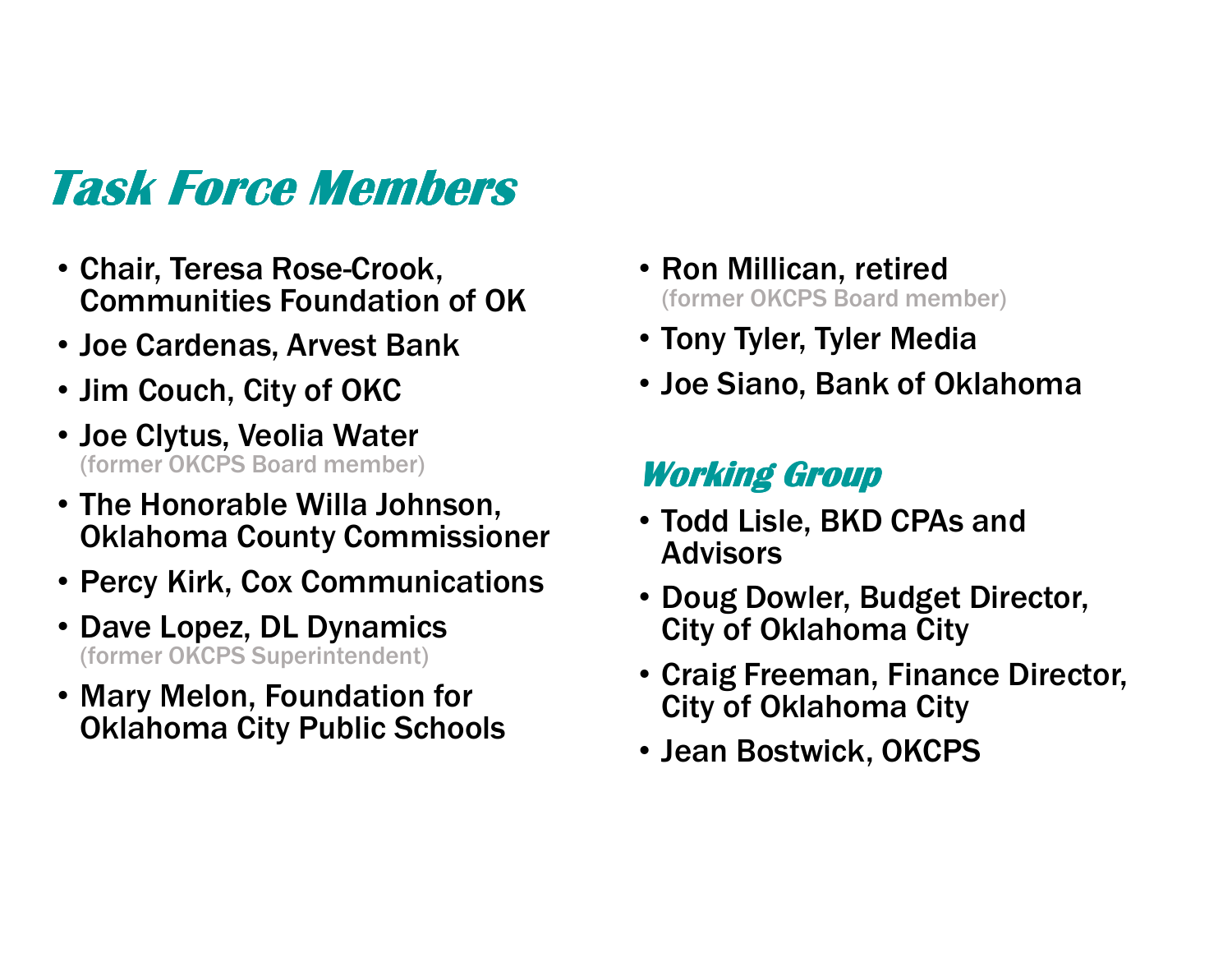# Task Force Members

- Chair, Teresa Rose-Crook, Communities Foundation of OK
- Joe Cardenas, Arvest Bank
- Jim Couch, City of OKC
- Joe Clytus, Veolia Water
  (former OKCPS Board member)
- The Honorable Willa Johnson, Oklahoma County Commissioner
- Percy Kirk, Cox Communications
- Dave Lopez, DL Dynamics
  (former OKCPS Superintendent)
- Mary Melon, Foundation for Oklahoma City Public Schools
- Ron Millican, retired
  (former OKCPS Board member)
- Tony Tyler, Tyler Media
- Joe Siano, Bank of Oklahoma

## Working Group

- Todd Lisle, BKD CPAs and Advisors
- Doug Dowler, Budget Director, City of Oklahoma City
- Craig Freeman, Finance Director, City of Oklahoma City
- Jean Bostwick, OKCPS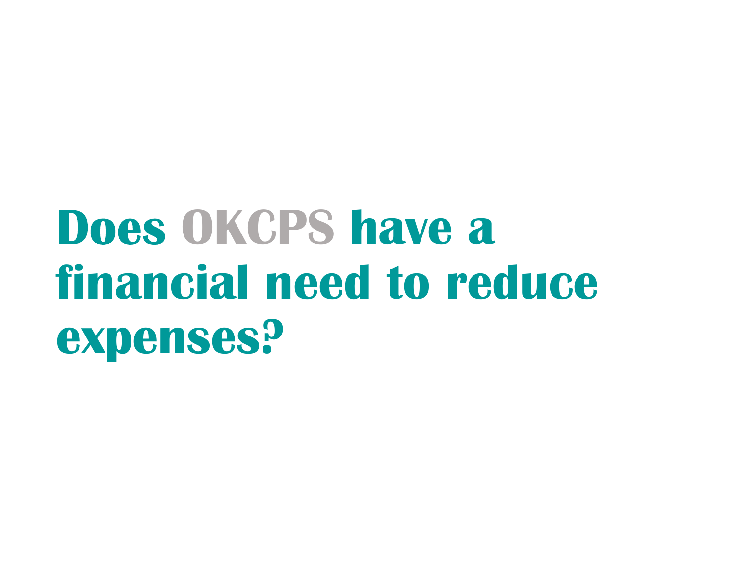# Does OKCPS have a financial need to reduce expenses?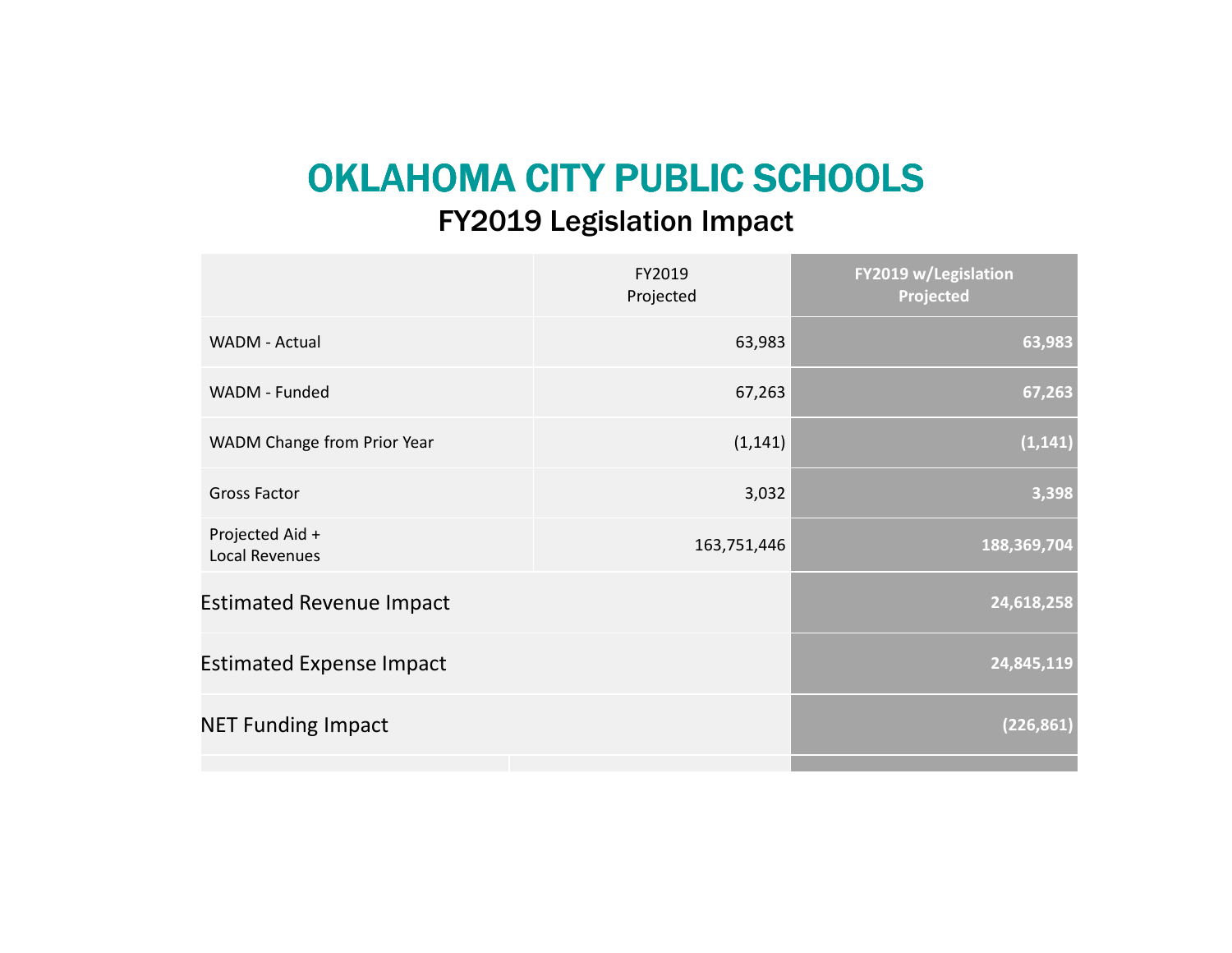# OKLAHOMA CITY PUBLIC SCHOOLS

## FY2019 Legislation Impact

| | FY2019 Projected | FY2019 w/Legislation Projected |
|---|---|---|
| WADM - Actual | 63,983 | 63,983 |
| WADM - Funded | 67,263 | 67,263 |
| WADM Change from Prior Year | (1,141) | (1,141) |
| Gross Factor | 3,032 | 3,398 |
| Projected Aid + Local Revenues | 163,751,446 | 188,369,704 |
| Estimated Revenue Impact | | 24,618,258 |
| Estimated Expense Impact | | 24,845,119 |
| NET Funding Impact | | (226,861) |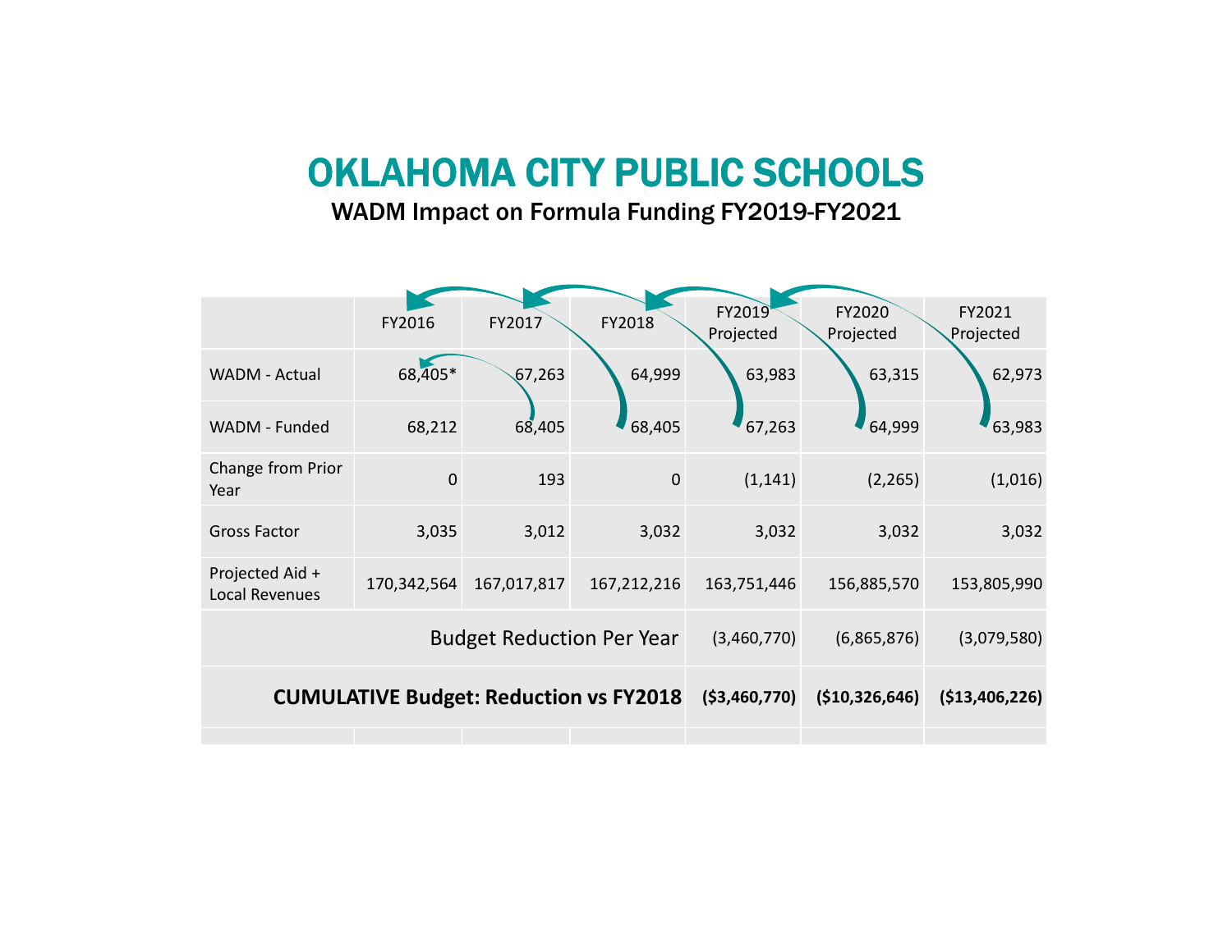# OKLAHOMA CITY PUBLIC SCHOOLS

## WADM Impact on Formula Funding FY2019-FY2021

| | FY2016 | FY2017 | FY2018 | FY2019 Projected | FY2020 Projected | FY2021 Projected |
|---|---|---|---|---|---|---|
| WADM - Actual | 68,405* | 67,263 | 64,999 | 63,983 | 63,315 | 62,973 |
| WADM - Funded | 68,212 | 68,405 | 68,405 | 67,263 | 64,999 | 63,983 |
| Change from Prior Year | 0 | 193 | 0 | (1,141) | (2,265) | (1,016) |
| Gross Factor | 3,035 | 3,012 | 3,032 | 3,032 | 3,032 | 3,032 |
| Projected Aid + Local Revenues | 170,342,564 | 167,017,817 | 167,212,216 | 163,751,446 | 156,885,570 | 153,805,990 |
| Budget Reduction Per Year | | | | (3,460,770) | (6,865,876) | (3,079,580) |
| **CUMULATIVE Budget: Reduction vs FY2018** | | | | **($3,460,770)** | **($10,326,646)** | **($13,406,226)** |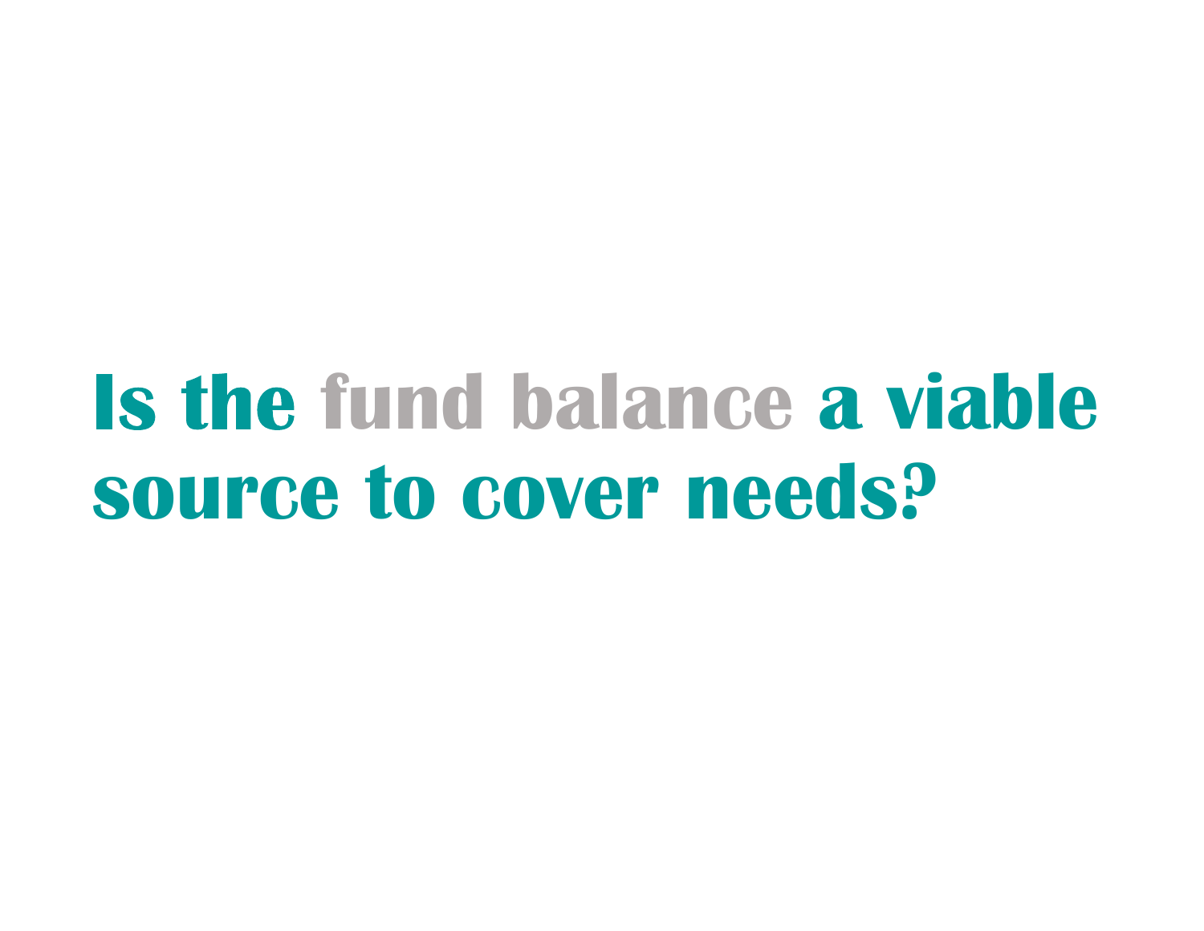# Is the fund balance a viable source to cover needs?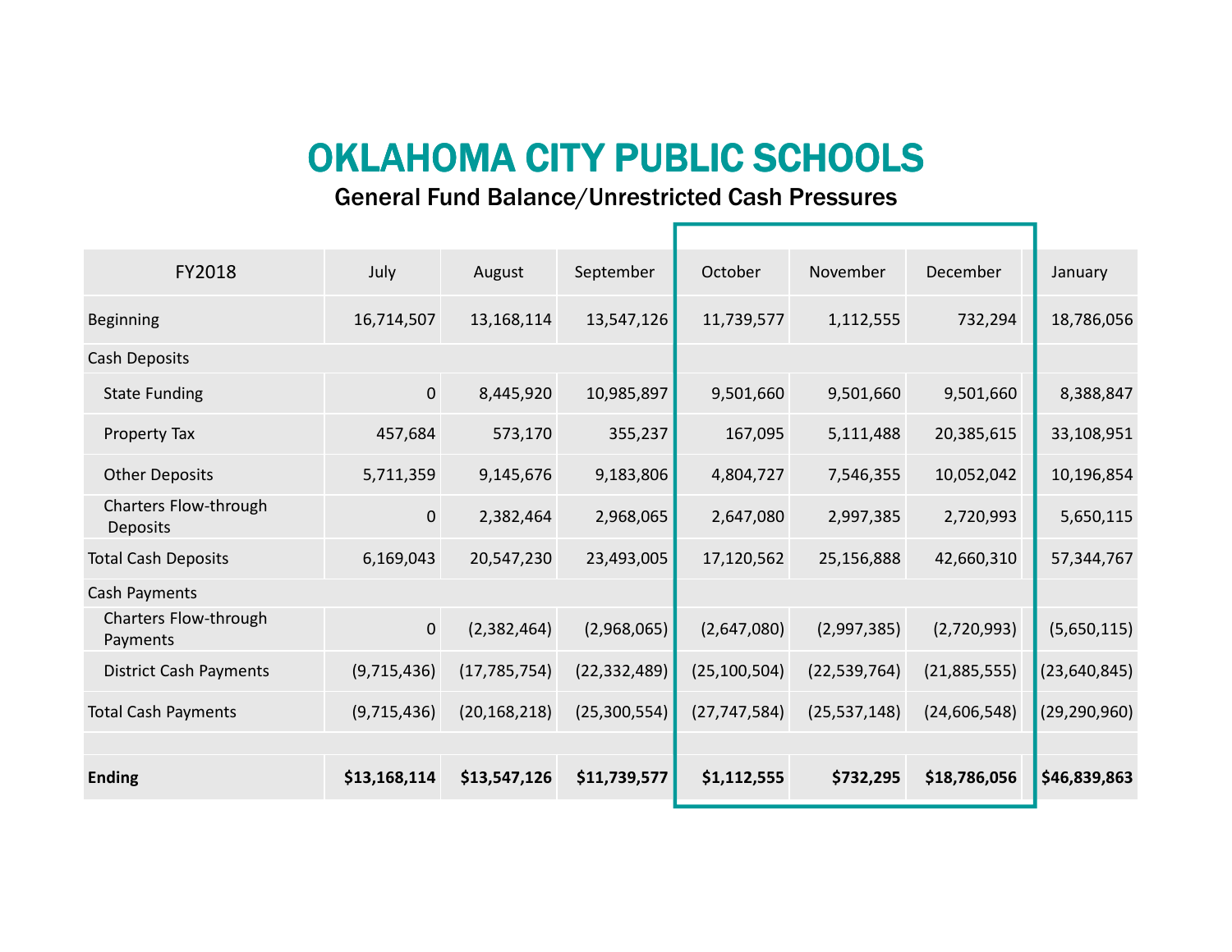# OKLAHOMA CITY PUBLIC SCHOOLS

## General Fund Balance/Unrestricted Cash Pressures

| FY2018 | July | August | September | October | November | December | January |
|---|---|---|---|---|---|---|---|
| Beginning | 16,714,507 | 13,168,114 | 13,547,126 | 11,739,577 | 1,112,555 | 732,294 | 18,786,056 |
| Cash Deposits | | | | | | | |
| State Funding | 0 | 8,445,920 | 10,985,897 | 9,501,660 | 9,501,660 | 9,501,660 | 8,388,847 |
| Property Tax | 457,684 | 573,170 | 355,237 | 167,095 | 5,111,488 | 20,385,615 | 33,108,951 |
| Other Deposits | 5,711,359 | 9,145,676 | 9,183,806 | 4,804,727 | 7,546,355 | 10,052,042 | 10,196,854 |
| Charters Flow-through Deposits | 0 | 2,382,464 | 2,968,065 | 2,647,080 | 2,997,385 | 2,720,993 | 5,650,115 |
| Total Cash Deposits | 6,169,043 | 20,547,230 | 23,493,005 | 17,120,562 | 25,156,888 | 42,660,310 | 57,344,767 |
| Cash Payments | | | | | | | |
| Charters Flow-through Payments | 0 | (2,382,464) | (2,968,065) | (2,647,080) | (2,997,385) | (2,720,993) | (5,650,115) |
| District Cash Payments | (9,715,436) | (17,785,754) | (22,332,489) | (25,100,504) | (22,539,764) | (21,885,555) | (23,640,845) |
| Total Cash Payments | (9,715,436) | (20,168,218) | (25,300,554) | (27,747,584) | (25,537,148) | (24,606,548) | (29,290,960) |
| | | | | | | | |
| **Ending** | **$13,168,114** | **$13,547,126** | **$11,739,577** | **$1,112,555** | **$732,295** | **$18,786,056** | **$46,839,863** |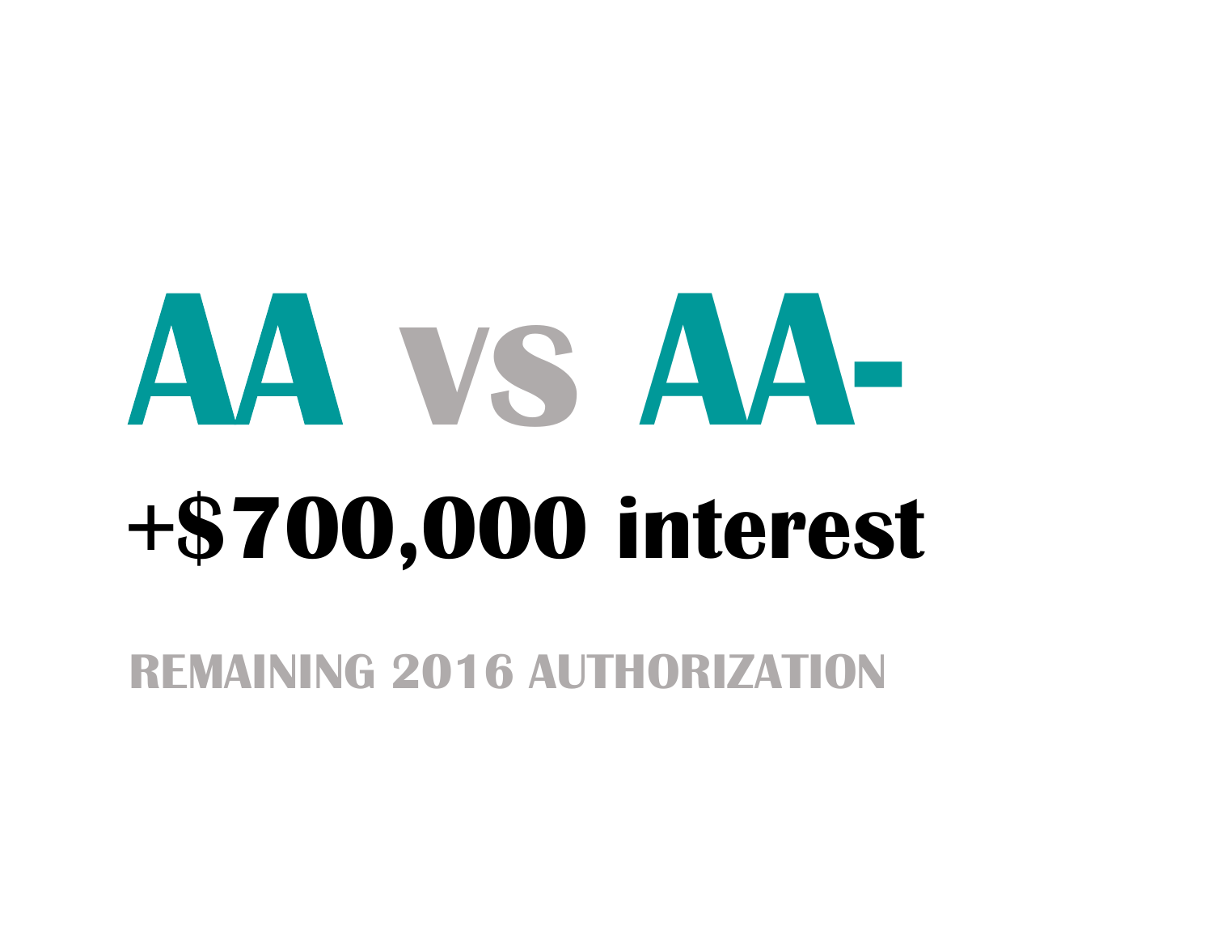# AA vs AA-

## +$700,000 interest

**REMAINING 2016 AUTHORIZATION**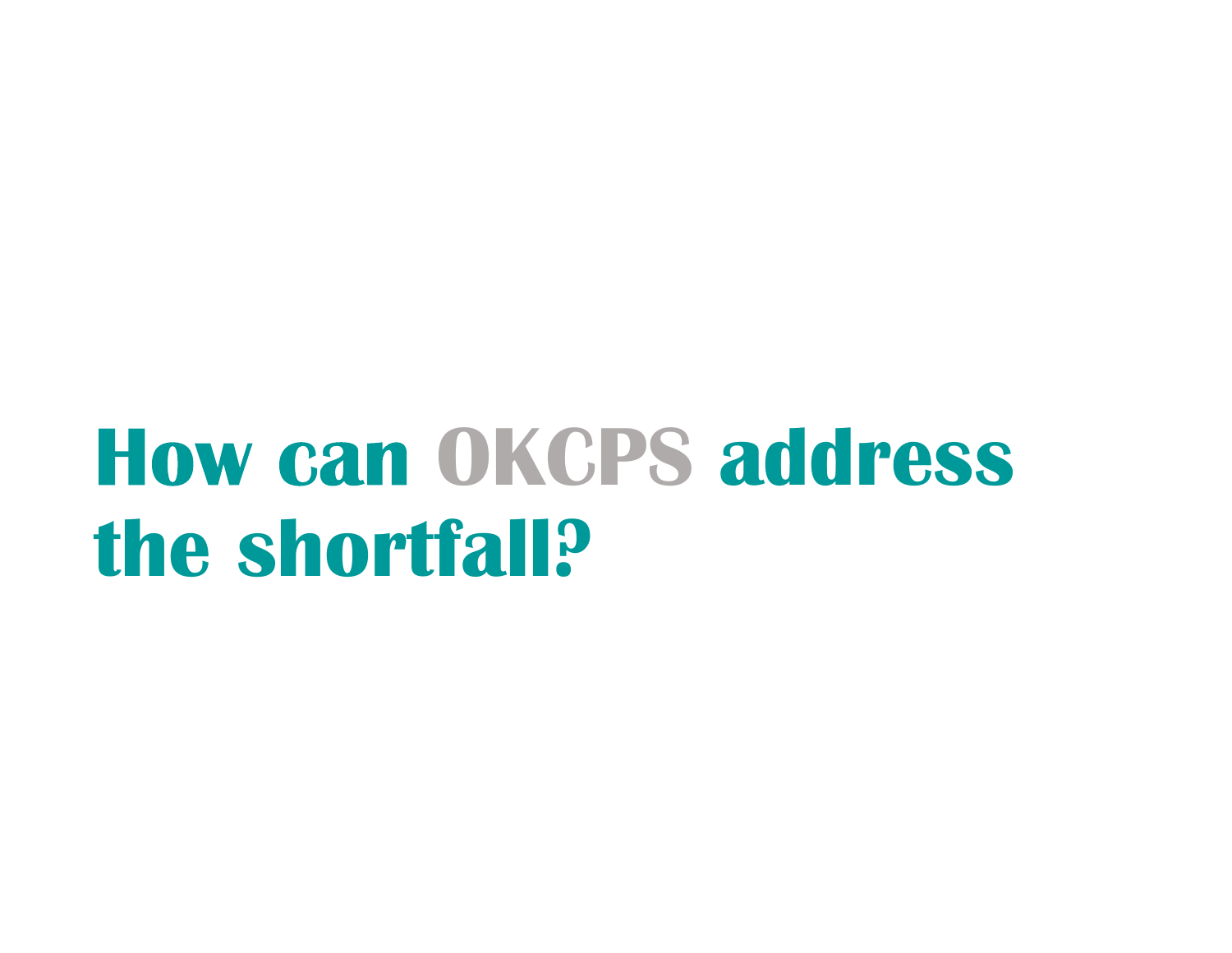# How can OKCPS address the shortfall?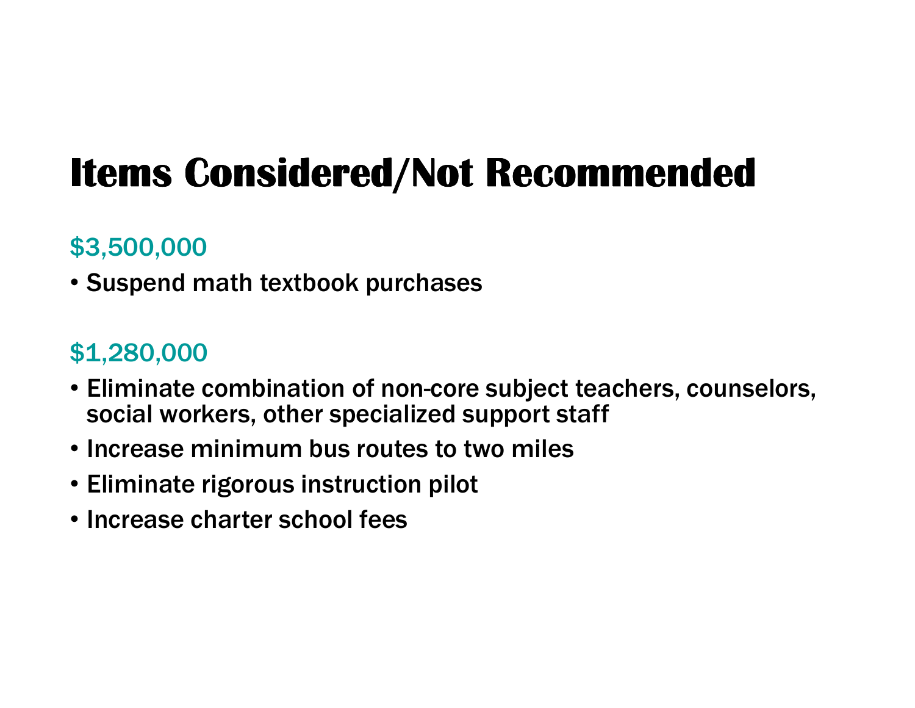# Items Considered/Not Recommended

$3,500,000

- Suspend math textbook purchases

$1,280,000

- Eliminate combination of non-core subject teachers, counselors, social workers, other specialized support staff
- Increase minimum bus routes to two miles
- Eliminate rigorous instruction pilot
- Increase charter school fees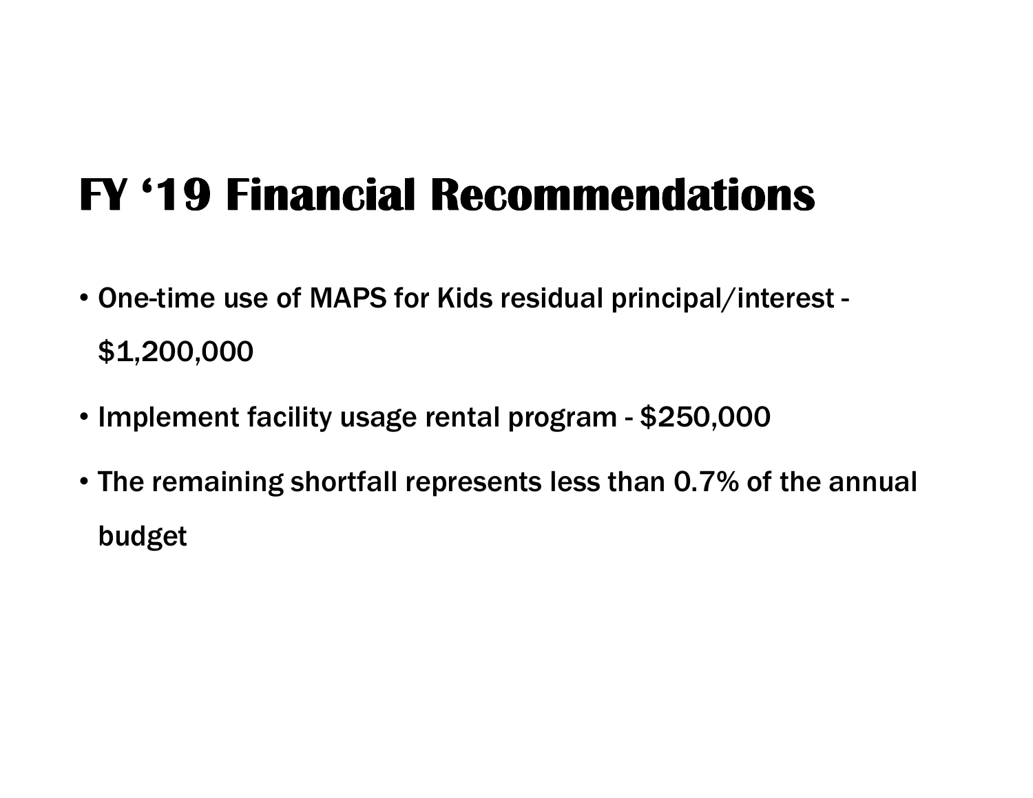# FY ‘19 Financial Recommendations

- One-time use of MAPS for Kids residual principal/interest - $1,200,000
- Implement facility usage rental program - $250,000
- The remaining shortfall represents less than 0.7% of the annual budget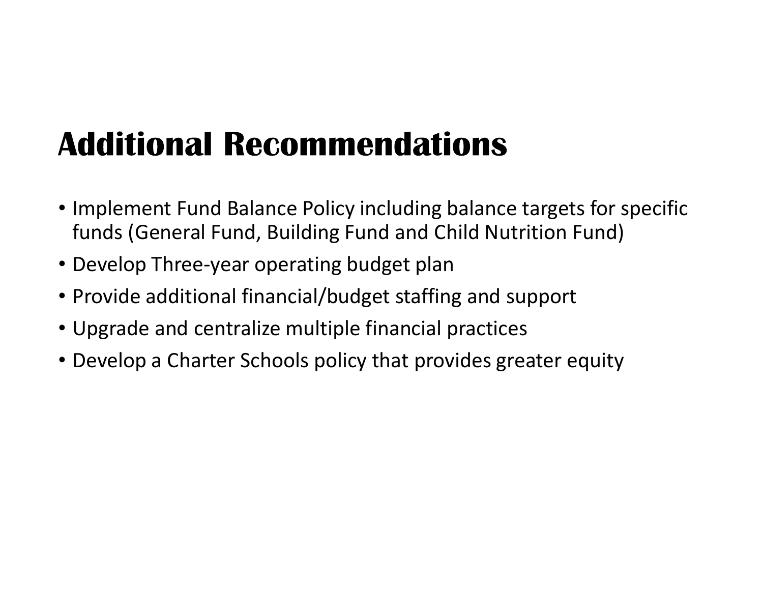# Additional Recommendations

- Implement Fund Balance Policy including balance targets for specific funds (General Fund, Building Fund and Child Nutrition Fund)
- Develop Three-year operating budget plan
- Provide additional financial/budget staffing and support
- Upgrade and centralize multiple financial practices
- Develop a Charter Schools policy that provides greater equity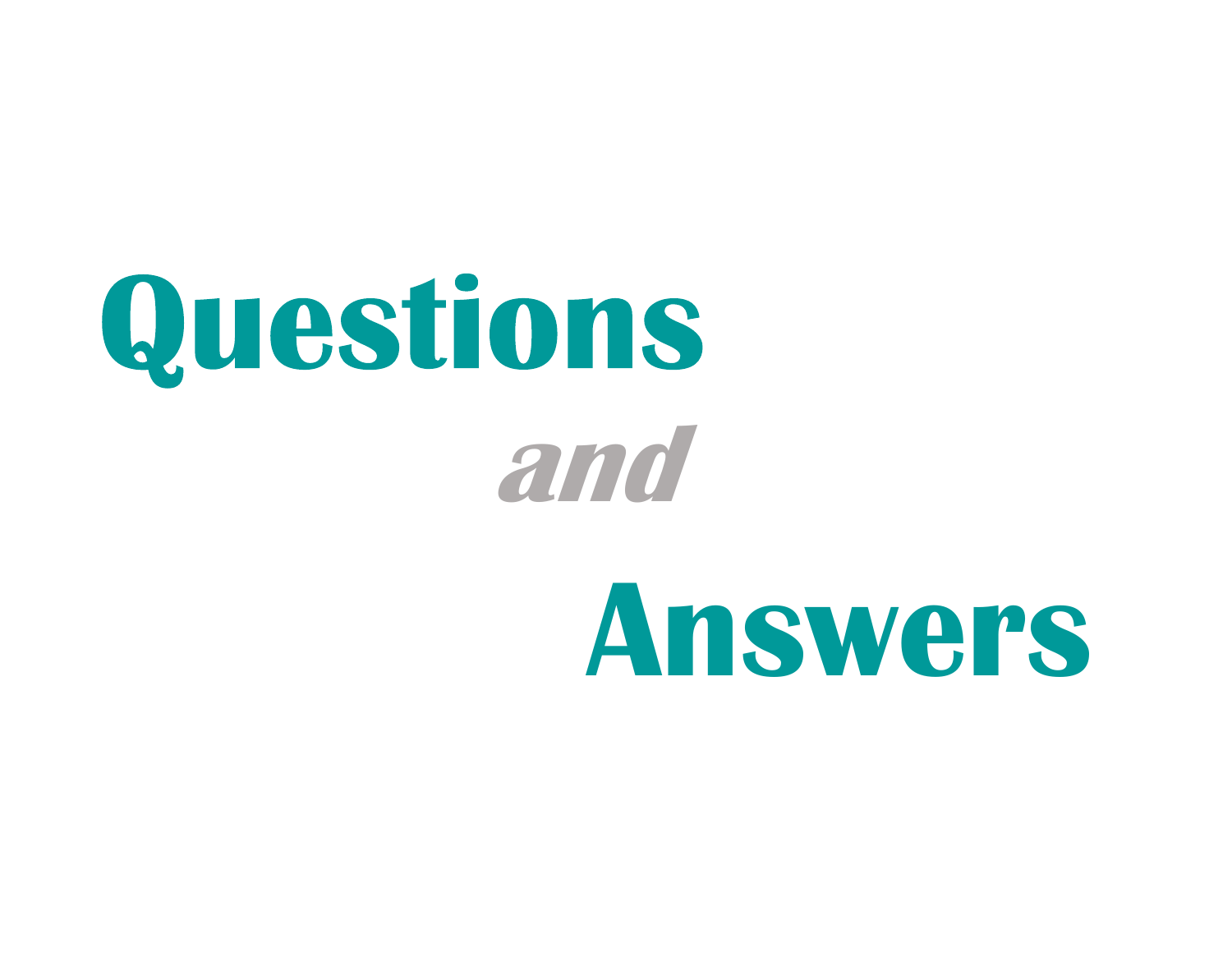# Questions

*and*

# Answers